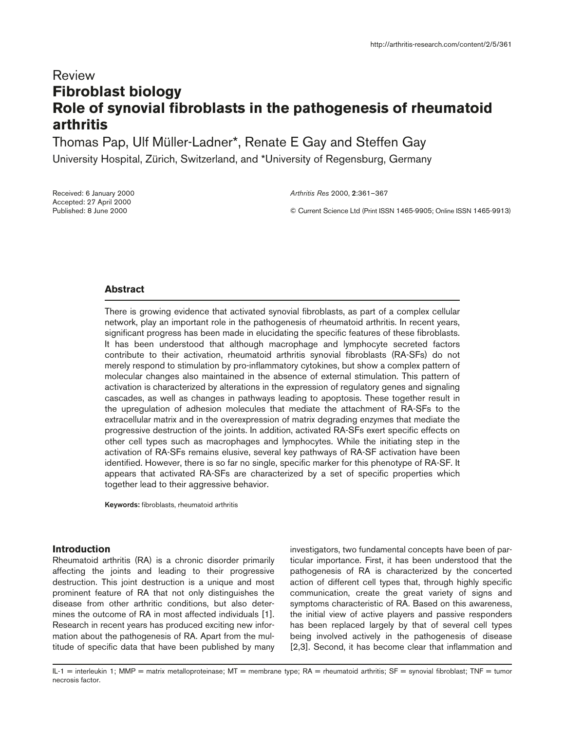Review

# Fibroblast biology
# Role of synovial fibroblasts in the pathogenesis of rheumatoid arthritis

Thomas Pap, Ulf Müller-Ladner*, Renate E Gay and Steffen Gay

University Hospital, Zürich, Switzerland, and *University of Regensburg, Germany

Received: 6 January 2000
Accepted: 27 April 2000
Published: 8 June 2000

*Arthritis Res* 2000, **2**:361–367

© Current Science Ltd (Print ISSN 1465-9905; Online ISSN 1465-9913)

## Abstract

There is growing evidence that activated synovial fibroblasts, as part of a complex cellular network, play an important role in the pathogenesis of rheumatoid arthritis. In recent years, significant progress has been made in elucidating the specific features of these fibroblasts. It has been understood that although macrophage and lymphocyte secreted factors contribute to their activation, rheumatoid arthritis synovial fibroblasts (RA-SFs) do not merely respond to stimulation by pro-inflammatory cytokines, but show a complex pattern of molecular changes also maintained in the absence of external stimulation. This pattern of activation is characterized by alterations in the expression of regulatory genes and signaling cascades, as well as changes in pathways leading to apoptosis. These together result in the upregulation of adhesion molecules that mediate the attachment of RA-SFs to the extracellular matrix and in the overexpression of matrix degrading enzymes that mediate the progressive destruction of the joints. In addition, activated RA-SFs exert specific effects on other cell types such as macrophages and lymphocytes. While the initiating step in the activation of RA-SFs remains elusive, several key pathways of RA-SF activation have been identified. However, there is so far no single, specific marker for this phenotype of RA-SF. It appears that activated RA-SFs are characterized by a set of specific properties which together lead to their aggressive behavior.

**Keywords:** fibroblasts, rheumatoid arthritis

## Introduction

Rheumatoid arthritis (RA) is a chronic disorder primarily affecting the joints and leading to their progressive destruction. This joint destruction is a unique and most prominent feature of RA that not only distinguishes the disease from other arthritic conditions, but also determines the outcome of RA in most affected individuals [1]. Research in recent years has produced exciting new information about the pathogenesis of RA. Apart from the multitude of specific data that have been published by many investigators, two fundamental concepts have been of particular importance. First, it has been understood that the pathogenesis of RA is characterized by the concerted action of different cell types that, through highly specific communication, create the great variety of signs and symptoms characteristic of RA. Based on this awareness, the initial view of active players and passive responders has been replaced largely by that of several cell types being involved actively in the pathogenesis of disease [2,3]. Second, it has become clear that inflammation and

IL-1 = interleukin 1; MMP = matrix metalloproteinase; MT = membrane type; RA = rheumatoid arthritis; SF = synovial fibroblast; TNF = tumor necrosis factor.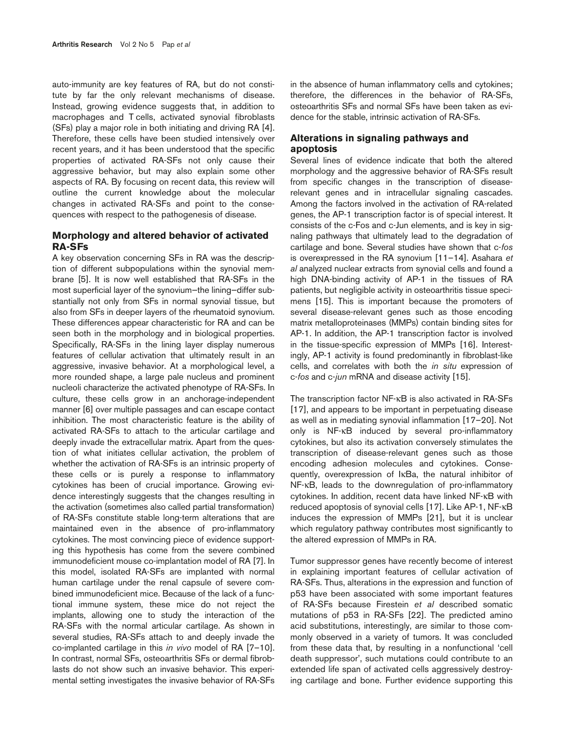auto-immunity are key features of RA, but do not constitute by far the only relevant mechanisms of disease. Instead, growing evidence suggests that, in addition to macrophages and T cells, activated synovial fibroblasts (SFs) play a major role in both initiating and driving RA [4]. Therefore, these cells have been studied intensively over recent years, and it has been understood that the specific properties of activated RA-SFs not only cause their aggressive behavior, but may also explain some other aspects of RA. By focusing on recent data, this review will outline the current knowledge about the molecular changes in activated RA-SFs and point to the consequences with respect to the pathogenesis of disease.

## Morphology and altered behavior of activated RA-SFs

A key observation concerning SFs in RA was the description of different subpopulations within the synovial membrane [5]. It is now well established that RA-SFs in the most superficial layer of the synovium—the lining—differ substantially not only from SFs in normal synovial tissue, but also from SFs in deeper layers of the rheumatoid synovium. These differences appear characteristic for RA and can be seen both in the morphology and in biological properties. Specifically, RA-SFs in the lining layer display numerous features of cellular activation that ultimately result in an aggressive, invasive behavior. At a morphological level, a more rounded shape, a large pale nucleus and prominent nucleoli characterize the activated phenotype of RA-SFs. In culture, these cells grow in an anchorage-independent manner [6] over multiple passages and can escape contact inhibition. The most characteristic feature is the ability of activated RA-SFs to attach to the articular cartilage and deeply invade the extracellular matrix. Apart from the question of what initiates cellular activation, the problem of whether the activation of RA-SFs is an intrinsic property of these cells or is purely a response to inflammatory cytokines has been of crucial importance. Growing evidence interestingly suggests that the changes resulting in the activation (sometimes also called partial transformation) of RA-SFs constitute stable long-term alterations that are maintained even in the absence of pro-inflammatory cytokines. The most convincing piece of evidence supporting this hypothesis has come from the severe combined immunodeficient mouse co-implantation model of RA [7]. In this model, isolated RA-SFs are implanted with normal human cartilage under the renal capsule of severe combined immunodeficient mice. Because of the lack of a functional immune system, these mice do not reject the implants, allowing one to study the interaction of the RA-SFs with the normal articular cartilage. As shown in several studies, RA-SFs attach to and deeply invade the co-implanted cartilage in this *in vivo* model of RA [7–10]. In contrast, normal SFs, osteoarthritis SFs or dermal fibroblasts do not show such an invasive behavior. This experimental setting investigates the invasive behavior of RA-SFs in the absence of human inflammatory cells and cytokines; therefore, the differences in the behavior of RA-SFs, osteoarthritis SFs and normal SFs have been taken as evidence for the stable, intrinsic activation of RA-SFs.

## Alterations in signaling pathways and apoptosis

Several lines of evidence indicate that both the altered morphology and the aggressive behavior of RA-SFs result from specific changes in the transcription of disease-relevant genes and in intracellular signaling cascades. Among the factors involved in the activation of RA-related genes, the AP-1 transcription factor is of special interest. It consists of the c-Fos and c-Jun elements, and is key in signaling pathways that ultimately lead to the degradation of cartilage and bone. Several studies have shown that c-*fos* is overexpressed in the RA synovium [11–14]. Asahara *et al* analyzed nuclear extracts from synovial cells and found a high DNA-binding activity of AP-1 in the tissues of RA patients, but negligible activity in osteoarthritis tissue specimens [15]. This is important because the promoters of several disease-relevant genes such as those encoding matrix metalloproteinases (MMPs) contain binding sites for AP-1. In addition, the AP-1 transcription factor is involved in the tissue-specific expression of MMPs [16]. Interestingly, AP-1 activity is found predominantly in fibroblast-like cells, and correlates with both the *in situ* expression of c-*fos* and c-*jun* mRNA and disease activity [15].

The transcription factor NF-κB is also activated in RA-SFs [17], and appears to be important in perpetuating disease as well as in mediating synovial inflammation [17–20]. Not only is NF-κB induced by several pro-inflammatory cytokines, but also its activation conversely stimulates the transcription of disease-relevant genes such as those encoding adhesion molecules and cytokines. Consequently, overexpression of IκBa, the natural inhibitor of NF-κB, leads to the downregulation of pro-inflammatory cytokines. In addition, recent data have linked NF-κB with reduced apoptosis of synovial cells [17]. Like AP-1, NF-κB induces the expression of MMPs [21], but it is unclear which regulatory pathway contributes most significantly to the altered expression of MMPs in RA.

Tumor suppressor genes have recently become of interest in explaining important features of cellular activation of RA-SFs. Thus, alterations in the expression and function of p53 have been associated with some important features of RA-SFs because Firestein *et al* described somatic mutations of p53 in RA-SFs [22]. The predicted amino acid substitutions, interestingly, are similar to those commonly observed in a variety of tumors. It was concluded from these data that, by resulting in a nonfunctional 'cell death suppressor', such mutations could contribute to an extended life span of activated cells aggressively destroying cartilage and bone. Further evidence supporting this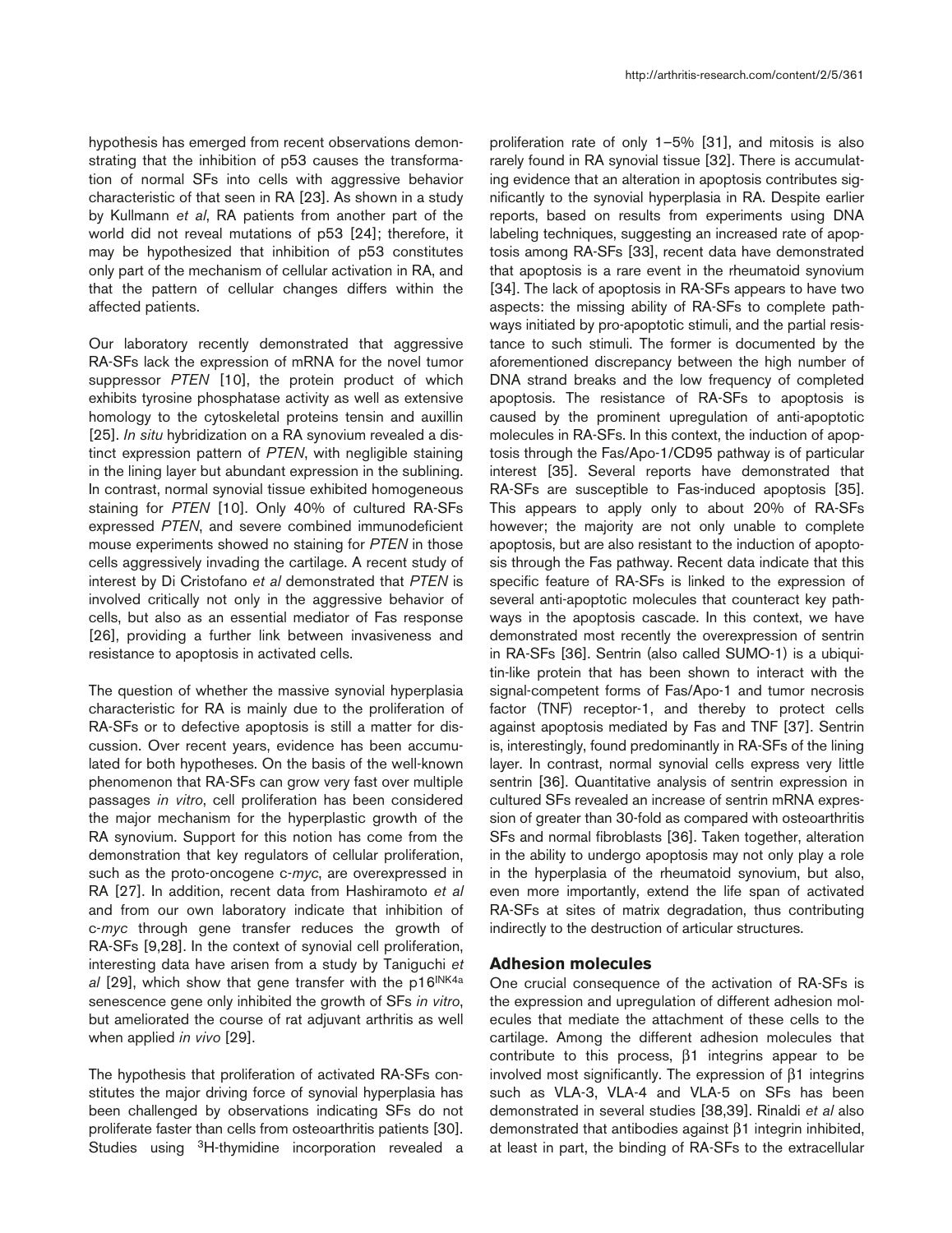hypothesis has emerged from recent observations demonstrating that the inhibition of p53 causes the transformation of normal SFs into cells with aggressive behavior characteristic of that seen in RA [23]. As shown in a study by Kullmann *et al*, RA patients from another part of the world did not reveal mutations of p53 [24]; therefore, it may be hypothesized that inhibition of p53 constitutes only part of the mechanism of cellular activation in RA, and that the pattern of cellular changes differs within the affected patients.

Our laboratory recently demonstrated that aggressive RA-SFs lack the expression of mRNA for the novel tumor suppressor *PTEN* [10], the protein product of which exhibits tyrosine phosphatase activity as well as extensive homology to the cytoskeletal proteins tensin and auxillin [25]. *In situ* hybridization on a RA synovium revealed a distinct expression pattern of *PTEN*, with negligible staining in the lining layer but abundant expression in the sublining. In contrast, normal synovial tissue exhibited homogeneous staining for *PTEN* [10]. Only 40% of cultured RA-SFs expressed *PTEN*, and severe combined immunodeficient mouse experiments showed no staining for *PTEN* in those cells aggressively invading the cartilage. A recent study of interest by Di Cristofano *et al* demonstrated that *PTEN* is involved critically not only in the aggressive behavior of cells, but also as an essential mediator of Fas response [26], providing a further link between invasiveness and resistance to apoptosis in activated cells.

The question of whether the massive synovial hyperplasia characteristic for RA is mainly due to the proliferation of RA-SFs or to defective apoptosis is still a matter for discussion. Over recent years, evidence has been accumulated for both hypotheses. On the basis of the well-known phenomenon that RA-SFs can grow very fast over multiple passages *in vitro*, cell proliferation has been considered the major mechanism for the hyperplastic growth of the RA synovium. Support for this notion has come from the demonstration that key regulators of cellular proliferation, such as the proto-oncogene c-*myc*, are overexpressed in RA [27]. In addition, recent data from Hashiramoto *et al* and from our own laboratory indicate that inhibition of c-*myc* through gene transfer reduces the growth of RA-SFs [9,28]. In the context of synovial cell proliferation, interesting data have arisen from a study by Taniguchi *et al* [29], which show that gene transfer with the $p16^{INK4a}$ senescence gene only inhibited the growth of SFs *in vitro*, but ameliorated the course of rat adjuvant arthritis as well when applied *in vivo* [29].

The hypothesis that proliferation of activated RA-SFs constitutes the major driving force of synovial hyperplasia has been challenged by observations indicating SFs do not proliferate faster than cells from osteoarthritis patients [30]. Studies using $^{3}$H-thymidine incorporation revealed a proliferation rate of only 1–5% [31], and mitosis is also rarely found in RA synovial tissue [32]. There is accumulating evidence that an alteration in apoptosis contributes significantly to the synovial hyperplasia in RA. Despite earlier reports, based on results from experiments using DNA labeling techniques, suggesting an increased rate of apoptosis among RA-SFs [33], recent data have demonstrated that apoptosis is a rare event in the rheumatoid synovium [34]. The lack of apoptosis in RA-SFs appears to have two aspects: the missing ability of RA-SFs to complete pathways initiated by pro-apoptotic stimuli, and the partial resistance to such stimuli. The former is documented by the aforementioned discrepancy between the high number of DNA strand breaks and the low frequency of completed apoptosis. The resistance of RA-SFs to apoptosis is caused by the prominent upregulation of anti-apoptotic molecules in RA-SFs. In this context, the induction of apoptosis through the Fas/Apo-1/CD95 pathway is of particular interest [35]. Several reports have demonstrated that RA-SFs are susceptible to Fas-induced apoptosis [35]. This appears to apply only to about 20% of RA-SFs however; the majority are not only unable to complete apoptosis, but are also resistant to the induction of apoptosis through the Fas pathway. Recent data indicate that this specific feature of RA-SFs is linked to the expression of several anti-apoptotic molecules that counteract key pathways in the apoptosis cascade. In this context, we have demonstrated most recently the overexpression of sentrin in RA-SFs [36]. Sentrin (also called SUMO-1) is a ubiquitin-like protein that has been shown to interact with the signal-competent forms of Fas/Apo-1 and tumor necrosis factor (TNF) receptor-1, and thereby to protect cells against apoptosis mediated by Fas and TNF [37]. Sentrin is, interestingly, found predominantly in RA-SFs of the lining layer. In contrast, normal synovial cells express very little sentrin [36]. Quantitative analysis of sentrin expression in cultured SFs revealed an increase of sentrin mRNA expression of greater than 30-fold as compared with osteoarthritis SFs and normal fibroblasts [36]. Taken together, alteration in the ability to undergo apoptosis may not only play a role in the hyperplasia of the rheumatoid synovium, but also, even more importantly, extend the life span of activated RA-SFs at sites of matrix degradation, thus contributing indirectly to the destruction of articular structures.

## Adhesion molecules

One crucial consequence of the activation of RA-SFs is the expression and upregulation of different adhesion molecules that mediate the attachment of these cells to the cartilage. Among the different adhesion molecules that contribute to this process, β1 integrins appear to be involved most significantly. The expression of β1 integrins such as VLA-3, VLA-4 and VLA-5 on SFs has been demonstrated in several studies [38,39]. Rinaldi *et al* also demonstrated that antibodies against β1 integrin inhibited, at least in part, the binding of RA-SFs to the extracellular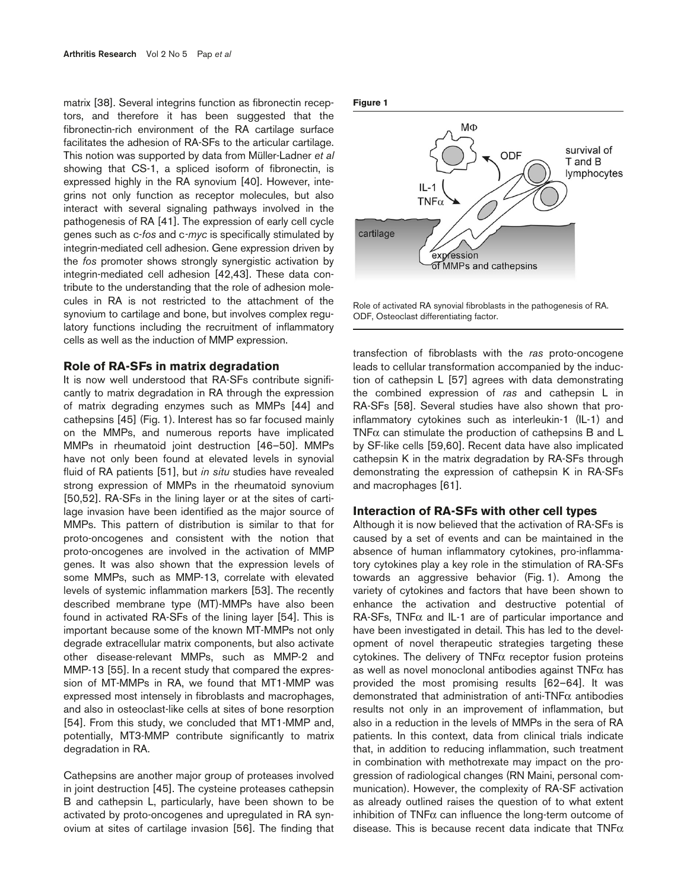matrix [38]. Several integrins function as fibronectin receptors, and therefore it has been suggested that the fibronectin-rich environment of the RA cartilage surface facilitates the adhesion of RA-SFs to the articular cartilage. This notion was supported by data from Müller-Ladner *et al* showing that CS-1, a spliced isoform of fibronectin, is expressed highly in the RA synovium [40]. However, integrins not only function as receptor molecules, but also interact with several signaling pathways involved in the pathogenesis of RA [41]. The expression of early cell cycle genes such as c-*fos* and c-*myc* is specifically stimulated by integrin-mediated cell adhesion. Gene expression driven by the *fos* promoter shows strongly synergistic activation by integrin-mediated cell adhesion [42,43]. These data contribute to the understanding that the role of adhesion molecules in RA is not restricted to the attachment of the synovium to cartilage and bone, but involves complex regulatory functions including the recruitment of inflammatory cells as well as the induction of MMP expression.

## Role of RA-SFs in matrix degradation

It is now well understood that RA-SFs contribute significantly to matrix degradation in RA through the expression of matrix degrading enzymes such as MMPs [44] and cathepsins [45] (Fig. 1). Interest has so far focused mainly on the MMPs, and numerous reports have implicated MMPs in rheumatoid joint destruction [46–50]. MMPs have not only been found at elevated levels in synovial fluid of RA patients [51], but *in situ* studies have revealed strong expression of MMPs in the rheumatoid synovium [50,52]. RA-SFs in the lining layer or at the sites of cartilage invasion have been identified as the major source of MMPs. This pattern of distribution is similar to that for proto-oncogenes and consistent with the notion that proto-oncogenes are involved in the activation of MMP genes. It was also shown that the expression levels of some MMPs, such as MMP-13, correlate with elevated levels of systemic inflammation markers [53]. The recently described membrane type (MT)-MMPs have also been found in activated RA-SFs of the lining layer [54]. This is important because some of the known MT-MMPs not only degrade extracellular matrix components, but also activate other disease-relevant MMPs, such as MMP-2 and MMP-13 [55]. In a recent study that compared the expression of MT-MMPs in RA, we found that MT1-MMP was expressed most intensely in fibroblasts and macrophages, and also in osteoclast-like cells at sites of bone resorption [54]. From this study, we concluded that MT1-MMP and, potentially, MT3-MMP contribute significantly to matrix degradation in RA.

Cathepsins are another major group of proteases involved in joint destruction [45]. The cysteine proteases cathepsin B and cathepsin L, particularly, have been shown to be activated by proto-oncogenes and upregulated in RA synovium at sites of cartilage invasion [56]. The finding that transfection of fibroblasts with the *ras* proto-oncogene leads to cellular transformation accompanied by the induction of cathepsin L [57] agrees with data demonstrating the combined expression of *ras* and cathepsin L in RA-SFs [58]. Several studies have also shown that proinflammatory cytokines such as interleukin-1 (IL-1) and TNFα can stimulate the production of cathepsins B and L by SF-like cells [59,60]. Recent data have also implicated cathepsin K in the matrix degradation by RA-SFs through demonstrating the expression of cathepsin K in RA-SFs and macrophages [61].

**Figure 1**

Role of activated RA synovial fibroblasts in the pathogenesis of RA. ODF, Osteoclast differentiating factor.

## Interaction of RA-SFs with other cell types

Although it is now believed that the activation of RA-SFs is caused by a set of events and can be maintained in the absence of human inflammatory cytokines, pro-inflammatory cytokines play a key role in the stimulation of RA-SFs towards an aggressive behavior (Fig. 1). Among the variety of cytokines and factors that have been shown to enhance the activation and destructive potential of RA-SFs, TNFα and IL-1 are of particular importance and have been investigated in detail. This has led to the development of novel therapeutic strategies targeting these cytokines. The delivery of TNFα receptor fusion proteins as well as novel monoclonal antibodies against TNFα has provided the most promising results [62–64]. It was demonstrated that administration of anti-TNFα antibodies results not only in an improvement of inflammation, but also in a reduction in the levels of MMPs in the sera of RA patients. In this context, data from clinical trials indicate that, in addition to reducing inflammation, such treatment in combination with methotrexate may impact on the progression of radiological changes (RN Maini, personal communication). However, the complexity of RA-SF activation as already outlined raises the question of to what extent inhibition of TNFα can influence the long-term outcome of disease. This is because recent data indicate that TNFα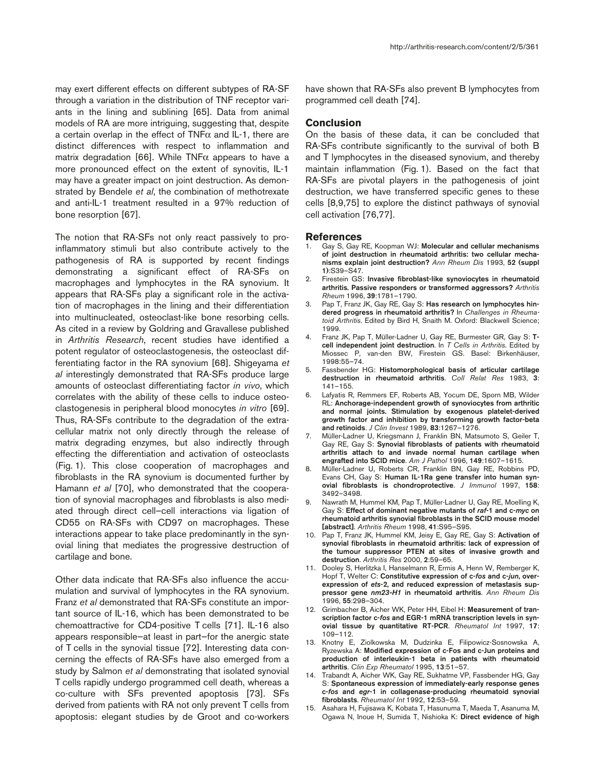may exert different effects on different subtypes of RA-SF through a variation in the distribution of TNF receptor variants in the lining and sublining [65]. Data from animal models of RA are more intriguing, suggesting that, despite a certain overlap in the effect of TNFα and IL-1, there are distinct differences with respect to inflammation and matrix degradation [66]. While TNFα appears to have a more pronounced effect on the extent of synovitis, IL-1 may have a greater impact on joint destruction. As demonstrated by Bendele *et al*, the combination of methotrexate and anti-IL-1 treatment resulted in a 97% reduction of bone resorption [67].

The notion that RA-SFs not only react passively to proinflammatory stimuli but also contribute actively to the pathogenesis of RA is supported by recent findings demonstrating a significant effect of RA-SFs on macrophages and lymphocytes in the RA synovium. It appears that RA-SFs play a significant role in the activation of macrophages in the lining and their differentiation into multinucleated, osteoclast-like bone resorbing cells. As cited in a review by Goldring and Gravallese published in *Arthritis Research*, recent studies have identified a potent regulator of osteoclastogenesis, the osteoclast differentiating factor in the RA synovium [68]. Shigeyama *et al* interestingly demonstrated that RA-SFs produce large amounts of osteoclast differentiating factor *in vivo*, which correlates with the ability of these cells to induce osteoclastogenesis in peripheral blood monocytes *in vitro* [69]. Thus, RA-SFs contribute to the degradation of the extracellular matrix not only directly through the release of matrix degrading enzymes, but also indirectly through effecting the differentiation and activation of osteoclasts (Fig. 1). This close cooperation of macrophages and fibroblasts in the RA synovium is documented further by Hamann *et al* [70], who demonstrated that the cooperation of synovial macrophages and fibroblasts is also mediated through direct cell–cell interactions via ligation of CD55 on RA-SFs with CD97 on macrophages. These interactions appear to take place predominantly in the synovial lining that mediates the progressive destruction of cartilage and bone.

Other data indicate that RA-SFs also influence the accumulation and survival of lymphocytes in the RA synovium. Franz *et al* demonstrated that RA-SFs constitute an important source of IL-16, which has been demonstrated to be chemoattractive for CD4-positive T cells [71]. IL-16 also appears responsible—at least in part—for the anergic state of T cells in the synovial tissue [72]. Interesting data concerning the effects of RA-SFs have also emerged from a study by Salmon *et al* demonstrating that isolated synovial T cells rapidly undergo programmed cell death, whereas a co-culture with SFs prevented apoptosis [73]. SFs derived from patients with RA not only prevent T cells from apoptosis: elegant studies by de Groot and co-workers have shown that RA-SFs also prevent B lymphocytes from programmed cell death [74].

## Conclusion

On the basis of these data, it can be concluded that RA-SFs contribute significantly to the survival of both B and T lymphocytes in the diseased synovium, and thereby maintain inflammation (Fig. 1). Based on the fact that RA-SFs are pivotal players in the pathogenesis of joint destruction, we have transferred specific genes to these cells [8,9,75] to explore the distinct pathways of synovial cell activation [76,77].

## References

1. Gay S, Gay RE, Koopman WJ: **Molecular and cellular mechanisms of joint destruction in rheumatoid arthritis: two cellular mechanisms explain joint destruction?** *Ann Rheum Dis* 1993, **52 (suppl 1)**:S39–S47.
2. Firestein GS: **Invasive fibroblast-like synoviocytes in rheumatoid arthritis. Passive responders or transformed aggressors?** *Arthritis Rheum* 1996, **39**:1781–1790.
3. Pap T, Franz JK, Gay RE, Gay S: **Has research on lymphocytes hindered progress in rheumatoid arthritis?** In *Challenges in Rheumatoid Arthritis*. Edited by Bird H, Snaith M. Oxford: Blackwell Science; 1999.
4. Franz JK, Pap T, Müller-Ladner U, Gay RE, Burmester GR, Gay S: **T-cell independent joint destruction**. In *T Cells in Arthritis*. Edited by Miossec P, van-den BW, Firestein GS. Basel: Birkenhäuser, 1998:55–74.
5. Fassbender HG: **Histomorphological basis of articular cartilage destruction in rheumatoid arthritis**. *Coll Relat Res* 1983, **3**: 141–155.
6. Lafyatis R, Remmers EF, Roberts AB, Yocum DE, Sporn MB, Wilder RL: **Anchorage-independent growth of synoviocytes from arthritic and normal joints. Stimulation by exogenous platelet-derived growth factor and inhibition by transforming growth factor-beta and retinoids**. *J Clin Invest* 1989, **83**:1267–1276.
7. Müller-Ladner U, Kriegsmann J, Franklin BN, Matsumoto S, Geiler T, Gay RE, Gay S: **Synovial fibroblasts of patients with rheumatoid arthritis attach to and invade normal human cartilage when engrafted into SCID mice**. *Am J Pathol* 1996, **149**:1607–1615.
8. Müller-Ladner U, Roberts CR, Franklin BN, Gay RE, Robbins PD, Evans CH, Gay S: **Human IL-1Ra gene transfer into human synovial fibroblasts is chondroprotective**. *J Immunol* 1997, **158**: 3492–3498.
9. Nawrath M, Hummel KM, Pap T, Müller-Ladner U, Gay RE, Moelling K, Gay S: **Effect of dominant negative mutants of *raf*-1 and c-*myc* on rheumatoid arthritis synovial fibroblasts in the SCID mouse model [abstract]**. *Arthritis Rheum* 1998, **41**:S95–S95.
10. Pap T, Franz JK, Hummel KM, Jeisy E, Gay RE, Gay S: **Activation of synovial fibroblasts in rheumatoid arthritis: lack of expression of the tumour suppressor PTEN at sites of invasive growth and destruction**. *Arthritis Res* 2000, **2**:59–65.
11. Dooley S, Herlitzka I, Hanselmann R, Ermis A, Henn W, Remberger K, Hopf T, Welter C: **Constitutive expression of c-*fos* and c-*jun*, overexpression of *ets*-2, and reduced expression of metastasis suppressor gene *nm23-H1* in rheumatoid arthritis**. *Ann Rheum Dis* 1996, **55**:298–304.
12. Grimbacher B, Aicher WK, Peter HH, Eibel H: **Measurement of transcription factor c-*fos* and EGR-1 mRNA transcription levels in synovial tissue by quantitative RT-PCR**. *Rheumatol Int* 1997, **17**: 109–112.
13. Knotny E, Ziolkowska M, Dudzinka E, Filipowicz-Sosnowska A, Ryzewska A: **Modified expression of c-Fos and c-Jun proteins and production of interleukin-1 beta in patients with rheumatoid arthritis**. *Clin Exp Rheumatol* 1995, **13**:51–57.
14. Trabandt A, Aicher WK, Gay RE, Sukhatme VP, Fassbender HG, Gay S: **Spontaneous expression of immediately-early response genes c-*fos* and *egr*-1 in collagenase-producing rheumatoid synovial fibroblasts**. *Rheumatol Int* 1992, **12**:53–59.
15. Asahara H, Fujisawa K, Kobata T, Hasunuma T, Maeda T, Asanuma M, Ogawa N, Inoue H, Sumida T, Nishioka K: **Direct evidence of high**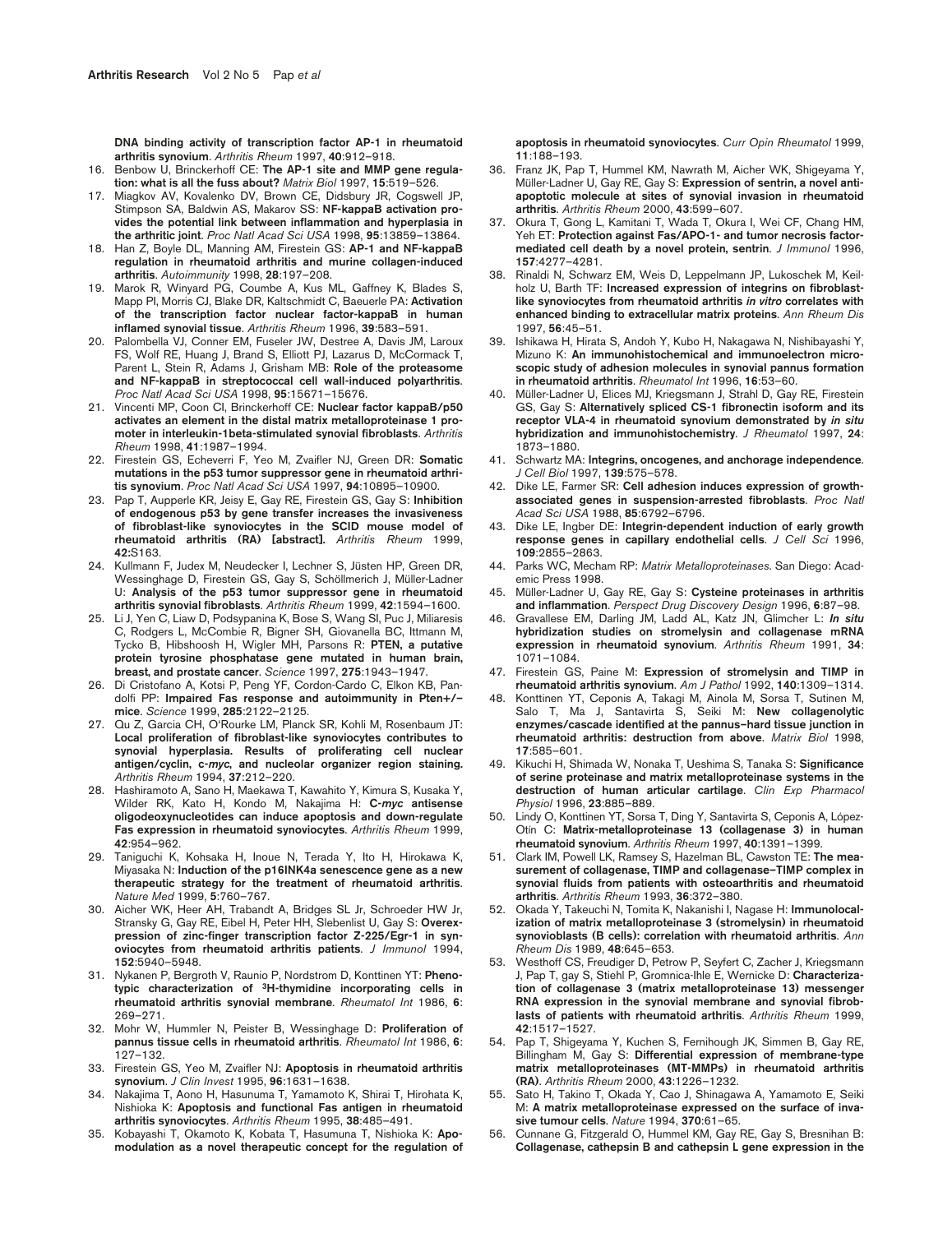**DNA binding activity of transcription factor AP-1 in rheumatoid arthritis synovium**. *Arthritis Rheum* 1997, **40**:912–918.

16. Benbow U, Brinckerhoff CE: **The AP-1 site and MMP gene regulation: what is all the fuss about?** *Matrix Biol* 1997, **15**:519–526.
17. Miagkov AV, Kovalenko DV, Brown CE, Didsbury JR, Cogswell JP, Stimpson SA, Baldwin AS, Makarov SS: **NF-kappaB activation provides the potential link between inflammation and hyperplasia in the arthritic joint**. *Proc Natl Acad Sci USA* 1998, **95**:13859–13864.
18. Han Z, Boyle DL, Manning AM, Firestein GS: **AP-1 and NF-kappaB regulation in rheumatoid arthritis and murine collagen-induced arthritis**. *Autoimmunity* 1998, **28**:197–208.
19. Marok R, Winyard PG, Coumbe A, Kus ML, Gaffney K, Blades S, Mapp PI, Morris CJ, Blake DR, Kaltschmidt C, Baeuerle PA: **Activation of the transcription factor nuclear factor-kappaB in human inflamed synovial tissue**. *Arthritis Rheum* 1996, **39**:583–591.
20. Palombella VJ, Conner EM, Fuseler JW, Destree A, Davis JM, Laroux FS, Wolf RE, Huang J, Brand S, Elliott PJ, Lazarus D, McCormack T, Parent L, Stein R, Adams J, Grisham MB: **Role of the proteasome and NF-kappaB in streptococcal cell wall-induced polyarthritis**. *Proc Natl Acad Sci USA* 1998, **95**:15671–15676.
21. Vincenti MP, Coon CI, Brinckerhoff CE: **Nuclear factor kappaB/p50 activates an element in the distal matrix metalloproteinase 1 promoter in interleukin-1beta-stimulated synovial fibroblasts**. *Arthritis Rheum* 1998, **41**:1987–1994.
22. Firestein GS, Echeverri F, Yeo M, Zvaifler NJ, Green DR: **Somatic mutations in the p53 tumor suppressor gene in rheumatoid arthritis synovium**. *Proc Natl Acad Sci USA* 1997, **94**:10895–10900.
23. Pap T, Aupperle KR, Jeisy E, Gay RE, Firestein GS, Gay S: **Inhibition of endogenous p53 by gene transfer increases the invasiveness of fibroblast-like synoviocytes in the SCID mouse model of rheumatoid arthritis (RA) [abstract].** *Arthritis Rheum* 1999, **42:**S163.
24. Kullmann F, Judex M, Neudecker I, Lechner S, Jüsten HP, Green DR, Wessinghage D, Firestein GS, Gay S, Schöllmerich J, Müller-Ladner U: **Analysis of the p53 tumor suppressor gene in rheumatoid arthritis synovial fibroblasts**. *Arthritis Rheum* 1999, **42**:1594–1600.
25. Li J, Yen C, Liaw D, Podsypanina K, Bose S, Wang SI, Puc J, Miliaresis C, Rodgers L, McCombie R, Bigner SH, Giovanella BC, Ittmann M, Tycko B, Hibshoosh H, Wigler MH, Parsons R: **PTEN, a putative protein tyrosine phosphatase gene mutated in human brain, breast, and prostate cancer**. *Science* 1997, **275**:1943–1947.
26. Di Cristofano A, Kotsi P, Peng YF, Cordon-Cardo C, Elkon KB, Pandolfi PP: **Impaired Fas response and autoimmunity in Pten+/– mice**. *Science* 1999, **285**:2122–2125.
27. Qu Z, Garcia CH, O'Rourke LM, Planck SR, Kohli M, Rosenbaum JT: **Local proliferation of fibroblast-like synoviocytes contributes to synovial hyperplasia. Results of proliferating cell nuclear antigen/cyclin, c-*myc*, and nucleolar organizer region staining.** *Arthritis Rheum* 1994, **37**:212–220.
28. Hashiramoto A, Sano H, Maekawa T, Kawahito Y, Kimura S, Kusaka Y, Wilder RK, Kato H, Kondo M, Nakajima H: **C-*myc* antisense oligodeoxynucleotides can induce apoptosis and down-regulate Fas expression in rheumatoid synoviocytes**. *Arthritis Rheum* 1999, **42**:954–962.
29. Taniguchi K, Kohsaka H, Inoue N, Terada Y, Ito H, Hirokawa K, Miyasaka N: **Induction of the p16INK4a senescence gene as a new therapeutic strategy for the treatment of rheumatoid arthritis**. *Nature Med* 1999, **5**:760–767.
30. Aicher WK, Heer AH, Trabandt A, Bridges SL Jr, Schroeder HW Jr, Stransky G, Gay RE, Eibel H, Peter HH, Siebenlist U, Gay S: **Overexpression of zinc-finger transcription factor Z-225/Egr-1 in synoviocytes from rheumatoid arthritis patients**. *J Immunol* 1994, **152**:5940–5948.
31. Nykanen P, Bergroth V, Raunio P, Nordstrom D, Konttinen YT: **Phenotypic characterization of $^{3}$H-thymidine incorporating cells in rheumatoid arthritis synovial membrane**. *Rheumatol Int* 1986, **6**: 269–271.
32. Mohr W, Hummler N, Peister B, Wessinghage D: **Proliferation of pannus tissue cells in rheumatoid arthritis**. *Rheumatol Int* 1986, **6**: 127–132.
33. Firestein GS, Yeo M, Zvaifler NJ: **Apoptosis in rheumatoid arthritis synovium**. *J Clin Invest* 1995, **96**:1631–1638.
34. Nakajima T, Aono H, Hasunuma T, Yamamoto K, Shirai T, Hirohata K, Nishioka K: **Apoptosis and functional Fas antigen in rheumatoid arthritis synoviocytes**. *Arthritis Rheum* 1995, **38**:485–491.
35. Kobayashi T, Okamoto K, Kobata T, Hasunuma T, Nishioka K: **Apomodulation as a novel therapeutic concept for the regulation of apoptosis in rheumatoid synoviocytes**. *Curr Opin Rheumatol* 1999, **11**:188–193.
36. Franz JK, Pap T, Hummel KM, Nawrath M, Aicher WK, Shigeyama Y, Müller-Ladner U, Gay RE, Gay S: **Expression of sentrin, a novel antiapoptotic molecule at sites of synovial invasion in rheumatoid arthritis**. *Arthritis Rheum* 2000, **43**:599–607.
37. Okura T, Gong L, Kamitani T, Wada T, Okura I, Wei CF, Chang HM, Yeh ET: **Protection against Fas/APO-1- and tumor necrosis factor-mediated cell death by a novel protein, sentrin**. *J Immunol* 1996, **157**:4277–4281.
38. Rinaldi N, Schwarz EM, Weis D, Leppelmann JP, Lukoschek M, Keilholz U, Barth TF: **Increased expression of integrins on fibroblast-like synoviocytes from rheumatoid arthritis *in vitro* correlates with enhanced binding to extracellular matrix proteins**. *Ann Rheum Dis* 1997, **56**:45–51.
39. Ishikawa H, Hirata S, Andoh Y, Kubo H, Nakagawa N, Nishibayashi Y, Mizuno K: **An immunohistochemical and immunoelectron microscopic study of adhesion molecules in synovial pannus formation in rheumatoid arthritis**. *Rheumatol Int* 1996, **16**:53–60.
40. Müller-Ladner U, Elices MJ, Kriegsmann J, Strahl D, Gay RE, Firestein GS, Gay S: **Alternatively spliced CS-1 fibronectin isoform and its receptor VLA-4 in rheumatoid synovium demonstrated by *in situ* hybridization and immunohistochemistry**. *J Rheumatol* 1997, **24**: 1873–1880.
41. Schwartz MA: **Integrins, oncogenes, and anchorage independence**. *J Cell Biol* 1997, **139**:575–578.
42. Dike LE, Farmer SR: **Cell adhesion induces expression of growth-associated genes in suspension-arrested fibroblasts**. *Proc Natl Acad Sci USA* 1988, **85**:6792–6796.
43. Dike LE, Ingber DE: **Integrin-dependent induction of early growth response genes in capillary endothelial cells**. *J Cell Sci* 1996, **109**:2855–2863.
44. Parks WC, Mecham RP: *Matrix Metalloproteinases*. San Diego: Academic Press 1998.
45. Müller-Ladner U, Gay RE, Gay S: **Cysteine proteinases in arthritis and inflammation**. *Perspect Drug Discovery Design* 1996, **6**:87–98.
46. Gravallese EM, Darling JM, Ladd AL, Katz JN, Glimcher L: ***In situ* hybridization studies on stromelysin and collagenase mRNA expression in rheumatoid synovium**. *Arthritis Rheum* 1991, **34**: 1071–1084.
47. Firestein GS, Paine M: **Expression of stromelysin and TIMP in rheumatoid arthritis synovium**. *Am J Pathol* 1992, **140**:1309–1314.
48. Konttinen YT, Ceponis A, Takagi M, Ainola M, Sorsa T, Sutinen M, Salo T, Ma J, Santavirta S, Seiki M: **New collagenolytic enzymes/cascade identified at the pannus–hard tissue junction in rheumatoid arthritis: destruction from above**. *Matrix Biol* 1998, **17**:585–601.
49. Kikuchi H, Shimada W, Nonaka T, Ueshima S, Tanaka S: **Significance of serine proteinase and matrix metalloproteinase systems in the destruction of human articular cartilage**. *Clin Exp Pharmacol Physiol* 1996, **23**:885–889.
50. Lindy O, Konttinen YT, Sorsa T, Ding Y, Santavirta S, Ceponis A, López-Otín C: **Matrix-metalloproteinase 13 (collagenase 3) in human rheumatoid synovium**. *Arthritis Rheum* 1997, **40**:1391–1399.
51. Clark IM, Powell LK, Ramsey S, Hazelman BL, Cawston TE: **The measurement of collagenase, TIMP and collagenase–TIMP complex in synovial fluids from patients with osteoarthritis and rheumatoid arthritis**. *Arthritis Rheum* 1993, **36**:372–380.
52. Okada Y, Takeuchi N, Tomita K, Nakanishi I, Nagase H: **Immunolocalization of matrix metalloproteinase 3 (stromelysin) in rheumatoid synovioblasts (B cells): correlation with rheumatoid arthritis**. *Ann Rheum Dis* 1989, **48**:645–653.
53. Westhoff CS, Freudiger D, Petrow P, Seyfert C, Zacher J, Kriegsmann J, Pap T, gay S, Stiehl P, Gromnica-Ihle E, Wernicke D: **Characterization of collagenase 3 (matrix metalloproteinase 13) messenger RNA expression in the synovial membrane and synovial fibroblasts of patients with rheumatoid arthritis**. *Arthritis Rheum* 1999, **42**:1517–1527.
54. Pap T, Shigeyama Y, Kuchen S, Fernihough JK, Simmen B, Gay RE, Billingham M, Gay S: **Differential expression of membrane-type matrix metalloproteinases (MT-MMPs) in rheumatoid arthritis (RA)**. *Arthritis Rheum* 2000, **43**:1226–1232.
55. Sato H, Takino T, Okada Y, Cao J, Shinagawa A, Yamamoto E, Seiki M: **A matrix metalloproteinase expressed on the surface of invasive tumour cells**. *Nature* 1994, **370**:61–65.
56. Cunnane G, Fitzgerald O, Hummel KM, Gay RE, Gay S, Bresnihan B: **Collagenase, cathepsin B and cathepsin L gene expression in the**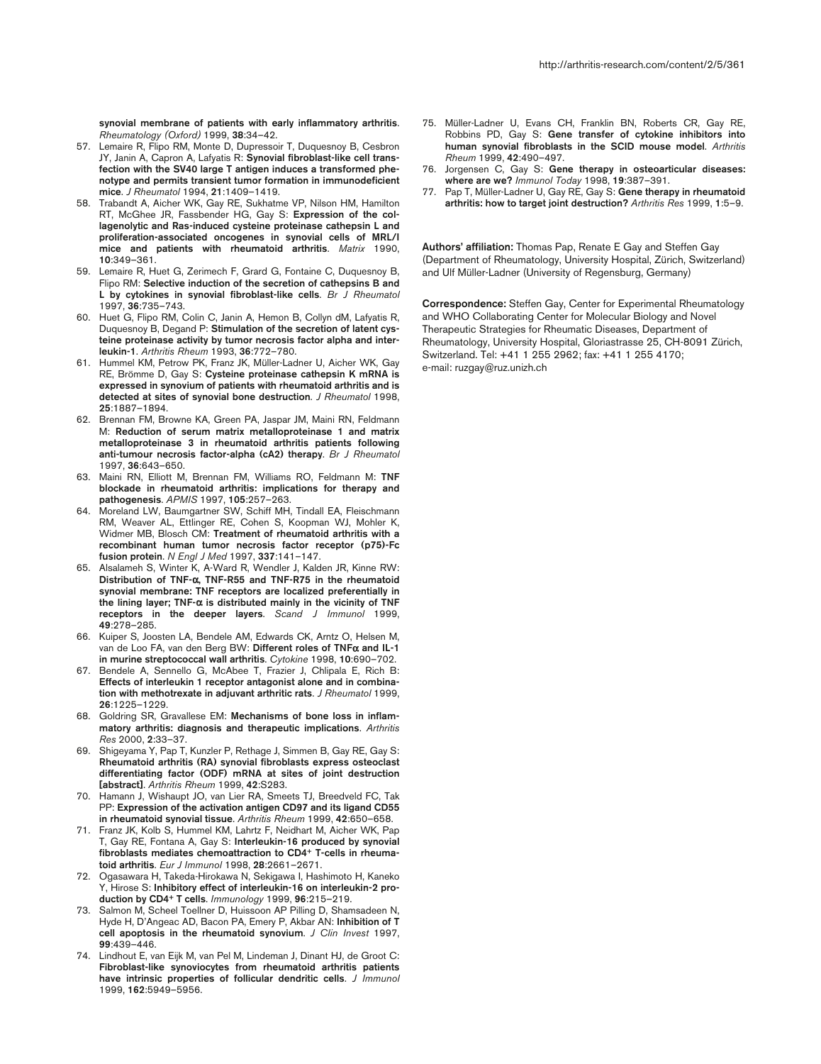synovial membrane of patients with early inflammatory arthritis. *Rheumatology (Oxford)* 1999, **38**:34–42.

57. Lemaire R, Flipo RM, Monte D, Dupressoir T, Duquesnoy B, Cesbron JY, Janin A, Capron A, Lafyatis R: **Synovial fibroblast-like cell transfection with the SV40 large T antigen induces a transformed phenotype and permits transient tumor formation in immunodeficient mice**. *J Rheumatol* 1994, **21**:1409–1419.
58. Trabandt A, Aicher WK, Gay RE, Sukhatme VP, Nilson HM, Hamilton RT, McGhee JR, Fassbender HG, Gay S: **Expression of the collagenolytic and Ras-induced cysteine proteinase cathepsin L and proliferation-associated oncogenes in synovial cells of MRL/l mice and patients with rheumatoid arthritis**. *Matrix* 1990, **10**:349–361.
59. Lemaire R, Huet G, Zerimech F, Grard G, Fontaine C, Duquesnoy B, Flipo RM: **Selective induction of the secretion of cathepsins B and L by cytokines in synovial fibroblast-like cells**. *Br J Rheumatol* 1997, **36**:735–743.
60. Huet G, Flipo RM, Colin C, Janin A, Hemon B, Collyn dM, Lafyatis R, Duquesnoy B, Degand P: **Stimulation of the secretion of latent cysteine proteinase activity by tumor necrosis factor alpha and interleukin-1**. *Arthritis Rheum* 1993, **36**:772–780.
61. Hummel KM, Petrow PK, Franz JK, Müller-Ladner U, Aicher WK, Gay RE, Brömme D, Gay S: **Cysteine proteinase cathepsin K mRNA is expressed in synovium of patients with rheumatoid arthritis and is detected at sites of synovial bone destruction**. *J Rheumatol* 1998, **25**:1887–1894.
62. Brennan FM, Browne KA, Green PA, Jaspar JM, Maini RN, Feldmann M: **Reduction of serum matrix metalloproteinase 1 and matrix metalloproteinase 3 in rheumatoid arthritis patients following anti-tumour necrosis factor-alpha (cA2) therapy**. *Br J Rheumatol* 1997, **36**:643–650.
63. Maini RN, Elliott M, Brennan FM, Williams RO, Feldmann M: **TNF blockade in rheumatoid arthritis: implications for therapy and pathogenesis**. *APMIS* 1997, **105**:257–263.
64. Moreland LW, Baumgartner SW, Schiff MH, Tindall EA, Fleischmann RM, Weaver AL, Ettlinger RE, Cohen S, Koopman WJ, Mohler K, Widmer MB, Blosch CM: **Treatment of rheumatoid arthritis with a recombinant human tumor necrosis factor receptor (p75)-Fc fusion protein**. *N Engl J Med* 1997, **337**:141–147.
65. Alsalameh S, Winter K, A-Ward R, Wendler J, Kalden JR, Kinne RW: **Distribution of TNF-α, TNF-R55 and TNF-R75 in the rheumatoid synovial membrane: TNF receptors are localized preferentially in the lining layer; TNF-α is distributed mainly in the vicinity of TNF receptors in the deeper layers**. *Scand J Immunol* 1999, **49**:278–285.
66. Kuiper S, Joosten LA, Bendele AM, Edwards CK, Arntz O, Helsen M, van de Loo FA, van den Berg BW: **Different roles of TNFα and IL-1 in murine streptococcal wall arthritis**. *Cytokine* 1998, **10**:690–702.
67. Bendele A, Sennello G, McAbee T, Frazier J, Chlipala E, Rich B: **Effects of interleukin 1 receptor antagonist alone and in combination with methotrexate in adjuvant arthritic rats**. *J Rheumatol* 1999, **26**:1225–1229.
68. Goldring SR, Gravallese EM: **Mechanisms of bone loss in inflammatory arthritis: diagnosis and therapeutic implications**. *Arthritis Res* 2000, **2**:33–37.
69. Shigeyama Y, Pap T, Kunzler P, Rethage J, Simmen B, Gay RE, Gay S: **Rheumatoid arthritis (RA) synovial fibroblasts express osteoclast differentiating factor (ODF) mRNA at sites of joint destruction [abstract]**. *Arthritis Rheum* 1999, **42**:S283.
70. Hamann J, Wishaupt JO, van Lier RA, Smeets TJ, Breedveld FC, Tak PP: **Expression of the activation antigen CD97 and its ligand CD55 in rheumatoid synovial tissue**. *Arthritis Rheum* 1999, **42**:650–658.
71. Franz JK, Kolb S, Hummel KM, Lahrtz F, Neidhart M, Aicher WK, Pap T, Gay RE, Fontana A, Gay S: **Interleukin-16 produced by synovial fibroblasts mediates chemoattraction to CD4+ T-cells in rheumatoid arthritis**. *Eur J Immunol* 1998, **28**:2661–2671.
72. Ogasawara H, Takeda-Hirokawa N, Sekigawa I, Hashimoto H, Kaneko Y, Hirose S: **Inhibitory effect of interleukin-16 on interleukin-2 production by CD4+ T cells**. *Immunology* 1999, **96**:215–219.
73. Salmon M, Scheel Toellner D, Huissoon AP Pilling D, Shamsadeen N, Hyde H, D'Angeac AD, Bacon PA, Emery P, Akbar AN: **Inhibition of T cell apoptosis in the rheumatoid synovium**. *J Clin Invest* 1997, **99**:439–446.
74. Lindhout E, van Eijk M, van Pel M, Lindeman J, Dinant HJ, de Groot C: **Fibroblast-like synoviocytes from rheumatoid arthritis patients have intrinsic properties of follicular dendritic cells**. *J Immunol* 1999, **162**:5949–5956.
75. Müller-Ladner U, Evans CH, Franklin BN, Roberts CR, Gay RE, Robbins PD, Gay S: **Gene transfer of cytokine inhibitors into human synovial fibroblasts in the SCID mouse model**. *Arthritis Rheum* 1999, **42**:490–497.
76. Jorgensen C, Gay S: **Gene therapy in osteoarticular diseases: where are we?** *Immunol Today* 1998, **19**:387–391.
77. Pap T, Müller-Ladner U, Gay RE, Gay S: **Gene therapy in rheumatoid arthritis: how to target joint destruction?** *Arthritis Res* 1999, **1**:5–9.

**Authors' affiliation:** Thomas Pap, Renate E Gay and Steffen Gay (Department of Rheumatology, University Hospital, Zürich, Switzerland) and Ulf Müller-Ladner (University of Regensburg, Germany)

**Correspondence:** Steffen Gay, Center for Experimental Rheumatology and WHO Collaborating Center for Molecular Biology and Novel Therapeutic Strategies for Rheumatic Diseases, Department of Rheumatology, University Hospital, Gloriastrasse 25, CH-8091 Zürich, Switzerland. Tel: +41 1 255 2962; fax: +41 1 255 4170; e-mail: ruzgay@ruz.unizh.ch